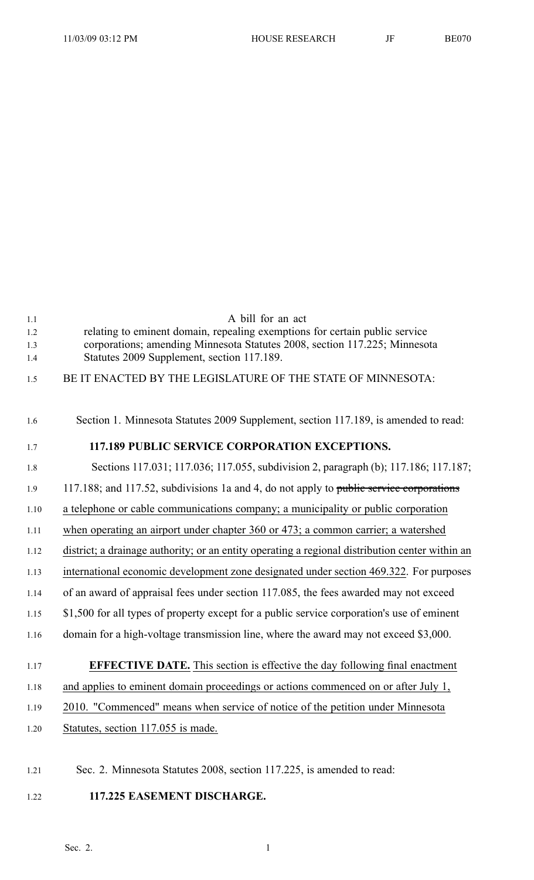A bill for an act

relating to eminent domain, repealing exemptions for certain public service corporations; amending Minnesota Statutes 2008, section 117.225; Minnesota Statutes 2009 Supplement, section 117.189.

BE IT ENACTED BY THE LEGISLATURE OF THE STATE OF MINNESOTA:

Section 1. Minnesota Statutes 2009 Supplement, section 117.189, is amended to read:

**117.189 PUBLIC SERVICE CORPORATION EXCEPTIONS.**

Sections 117.031; 117.036; 117.055, subdivision 2, paragraph (b); 117.186; 117.187; 117.188; and 117.52, subdivisions 1a and 4, do not apply to ~~public service corporations~~ a telephone or cable communications company; a municipality or public corporation when operating an airport under chapter 360 or 473; a common carrier; a watershed district; a drainage authority; or an entity operating a regional distribution center within an international economic development zone designated under section 469.322. For purposes of an award of appraisal fees under section 117.085, the fees awarded may not exceed $1,500 for all types of property except for a public service corporation's use of eminent domain for a high-voltage transmission line, where the award may not exceed $3,000.

**EFFECTIVE DATE.** This section is effective the day following final enactment and applies to eminent domain proceedings or actions commenced on or after July 1, 2010. "Commenced" means when service of notice of the petition under Minnesota Statutes, section 117.055 is made.

Sec. 2. Minnesota Statutes 2008, section 117.225, is amended to read:

**117.225 EASEMENT DISCHARGE.**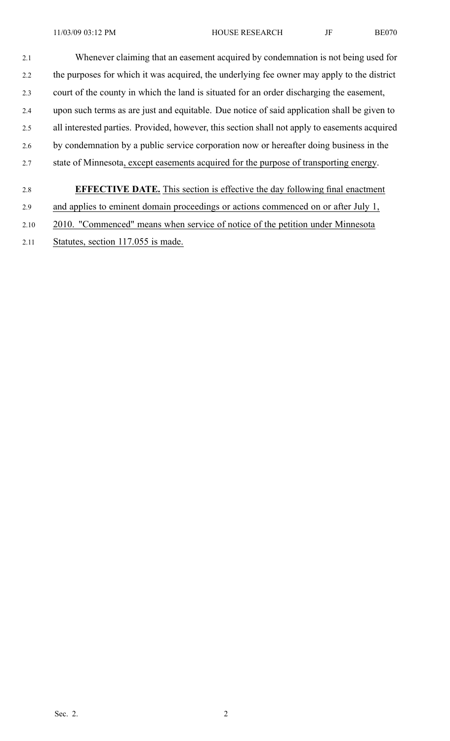Whenever claiming that an easement acquired by condemnation is not being used for the purposes for which it was acquired, the underlying fee owner may apply to the district court of the county in which the land is situated for an order discharging the easement, upon such terms as are just and equitable. Due notice of said application shall be given to all interested parties. Provided, however, this section shall not apply to easements acquired by condemnation by a public service corporation now or hereafter doing business in the state of Minnesota, except easements acquired for the purpose of transporting energy.

**EFFECTIVE DATE.** This section is effective the day following final enactment and applies to eminent domain proceedings or actions commenced on or after July 1, 2010. "Commenced" means when service of notice of the petition under Minnesota Statutes, section 117.055 is made.